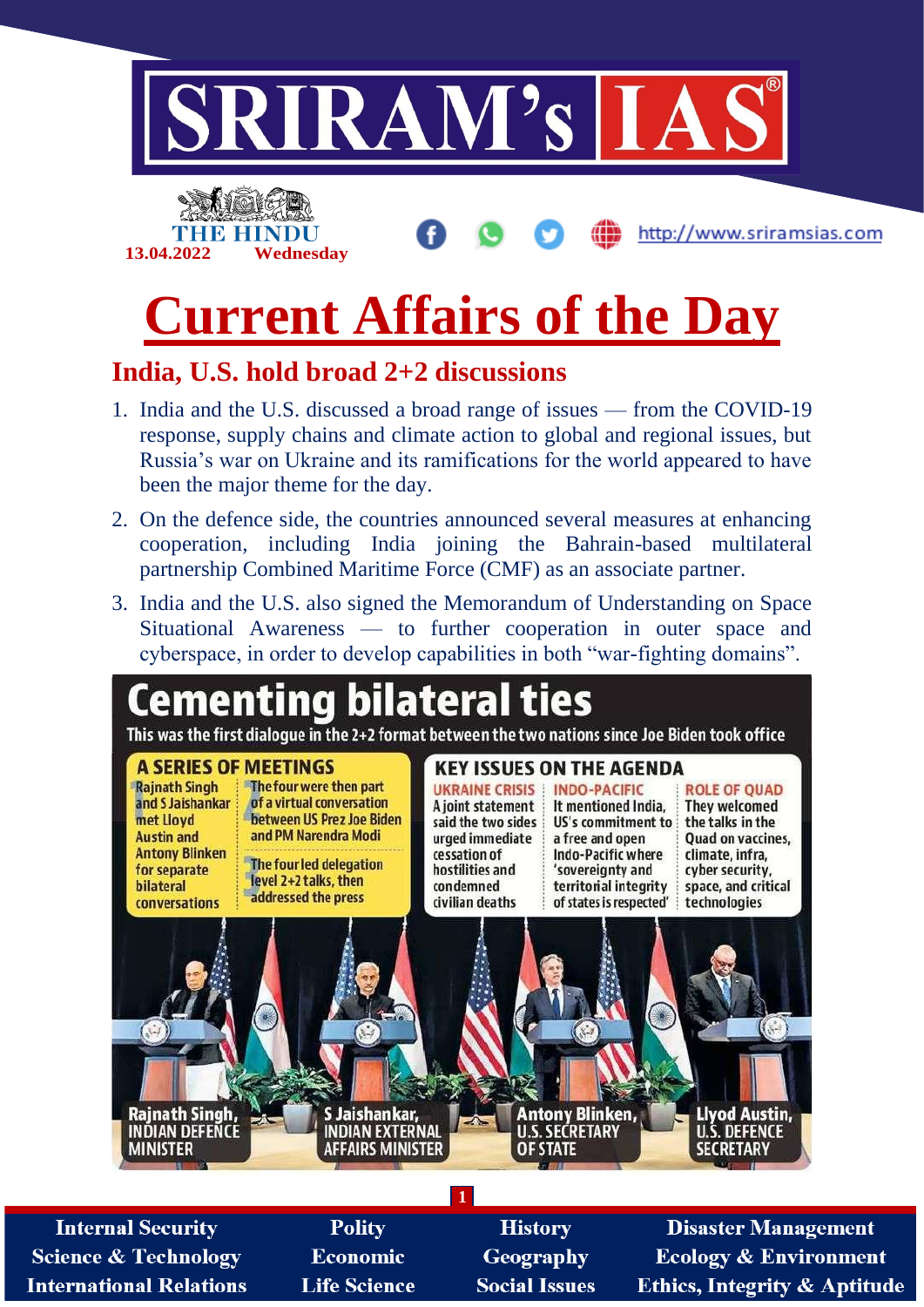# Current Affairs of the Day

THE HINDU 13.04.2022 Wednesday

## India, U.S. hold broad 2+2 discussions

1. India and the U.S. discussed a broad range of issues — from the COVID-19 response, supply chains and climate action to global and regional issues, but Russia's war on Ukraine and its ramifications for the world appeared to have been the major theme for the day.
2. On the defence side, the countries announced several measures at enhancing cooperation, including India joining the Bahrain-based multilateral partnership Combined Maritime Force (CMF) as an associate partner.
3. India and the U.S. also signed the Memorandum of Understanding on Space Situational Awareness — to further cooperation in outer space and cyberspace, in order to develop capabilities in both "war-fighting domains".

### Cementing bilateral ties

This was the first dialogue in the 2+2 format between the two nations since Joe Biden took office

**A SERIES OF MEETINGS**

1. Rajnath Singh and S Jaishankar met Lloyd Austin and Antony Blinken for separate bilateral conversations
2. The four were then part of a virtual conversation between US Prez Joe Biden and PM Narendra Modi
3. The four led delegation level 2+2 talks, then addressed the press

**KEY ISSUES ON THE AGENDA**

- **UKRAINE CRISIS:** A joint statement said the two sides urged immediate cessation of hostilities and condemned civilian deaths
- **INDO-PACIFIC:** It mentioned India, US's commitment to a free and open Indo-Pacific where 'sovereignty and territorial integrity of states is respected'
- **ROLE OF QUAD:** They welcomed the talks in the Quad on vaccines, climate, infra, cyber security, space, and critical technologies

Rajnath Singh, INDIAN DEFENCE MINISTER | S Jaishankar, INDIAN EXTERNAL AFFAIRS MINISTER | Antony Blinken, U.S. SECRETARY OF STATE | Llyod Austin, U.S. DEFENCE SECRETARY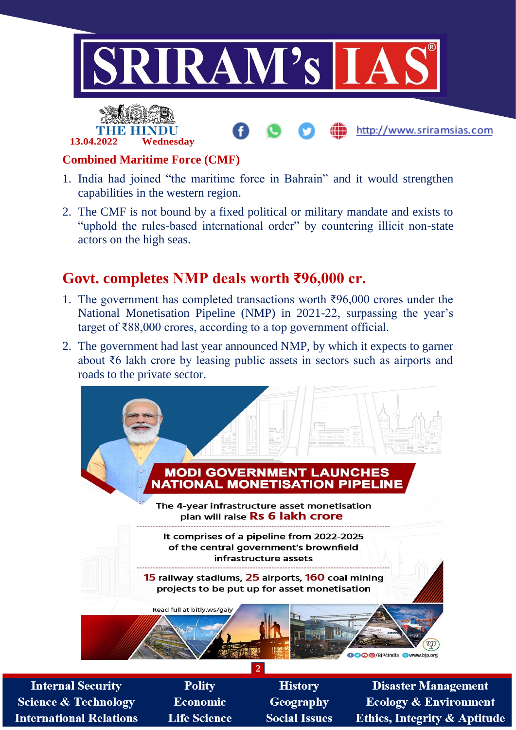## Combined Maritime Force (CMF)

1. India had joined "the maritime force in Bahrain" and it would strengthen capabilities in the western region.
2. The CMF is not bound by a fixed political or military mandate and exists to "uphold the rules-based international order" by countering illicit non-state actors on the high seas.

## Govt. completes NMP deals worth ₹96,000 cr.

1. The government has completed transactions worth ₹96,000 crores under the National Monetisation Pipeline (NMP) in 2021-22, surpassing the year's target of ₹88,000 crores, according to a top government official.
2. The government had last year announced NMP, by which it expects to garner about ₹6 lakh crore by leasing public assets in sectors such as airports and roads to the private sector.

**MODI GOVERNMENT LAUNCHES NATIONAL MONETISATION PIPELINE**

The 4-year infrastructure asset monetisation plan will raise **Rs 6 lakh crore**

It comprises of a pipeline from 2022-2025 of the central government's brownfield infrastructure assets

**15** railway stadiums, **25** airports, **160** coal mining projects to be put up for asset monetisation

Read full at bitly.ws/gaiy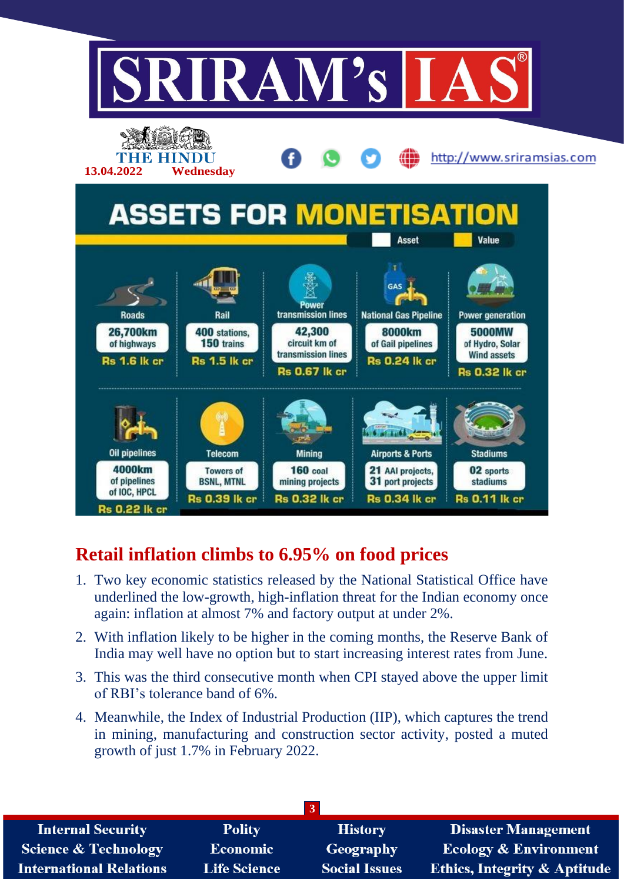# ASSETS FOR MONETISATION

| Asset | Details | Value |
|---|---|---|
| Roads | 26,700km of highways | Rs 1.6 lk cr |
| Rail | 400 stations, 150 trains | Rs 1.5 lk cr |
| Power transmission lines | 42,300 circuit km of transmission lines | Rs 0.67 lk cr |
| National Gas Pipeline | 8000km of Gail pipelines | Rs 0.24 lk cr |
| Power generation | 5000MW of Hydro, Solar Wind assets | Rs 0.32 lk cr |
| Oil pipelines | 4000km of pipelines of IOC, HPCL | Rs 0.22 lk cr |
| Telecom | Towers of BSNL, MTNL | Rs 0.39 lk cr |
| Mining | 160 coal mining projects | Rs 0.32 lk cr |
| Airports & Ports | 21 AAI projects, 31 port projects | Rs 0.34 lk cr |
| Stadiums | 02 sports stadiums | Rs 0.11 lk cr |

## Retail inflation climbs to 6.95% on food prices

1. Two key economic statistics released by the National Statistical Office have underlined the low-growth, high-inflation threat for the Indian economy once again: inflation at almost 7% and factory output at under 2%.
2. With inflation likely to be higher in the coming months, the Reserve Bank of India may well have no option but to start increasing interest rates from June.
3. This was the third consecutive month when CPI stayed above the upper limit of RBI's tolerance band of 6%.
4. Meanwhile, the Index of Industrial Production (IIP), which captures the trend in mining, manufacturing and construction sector activity, posted a muted growth of just 1.7% in February 2022.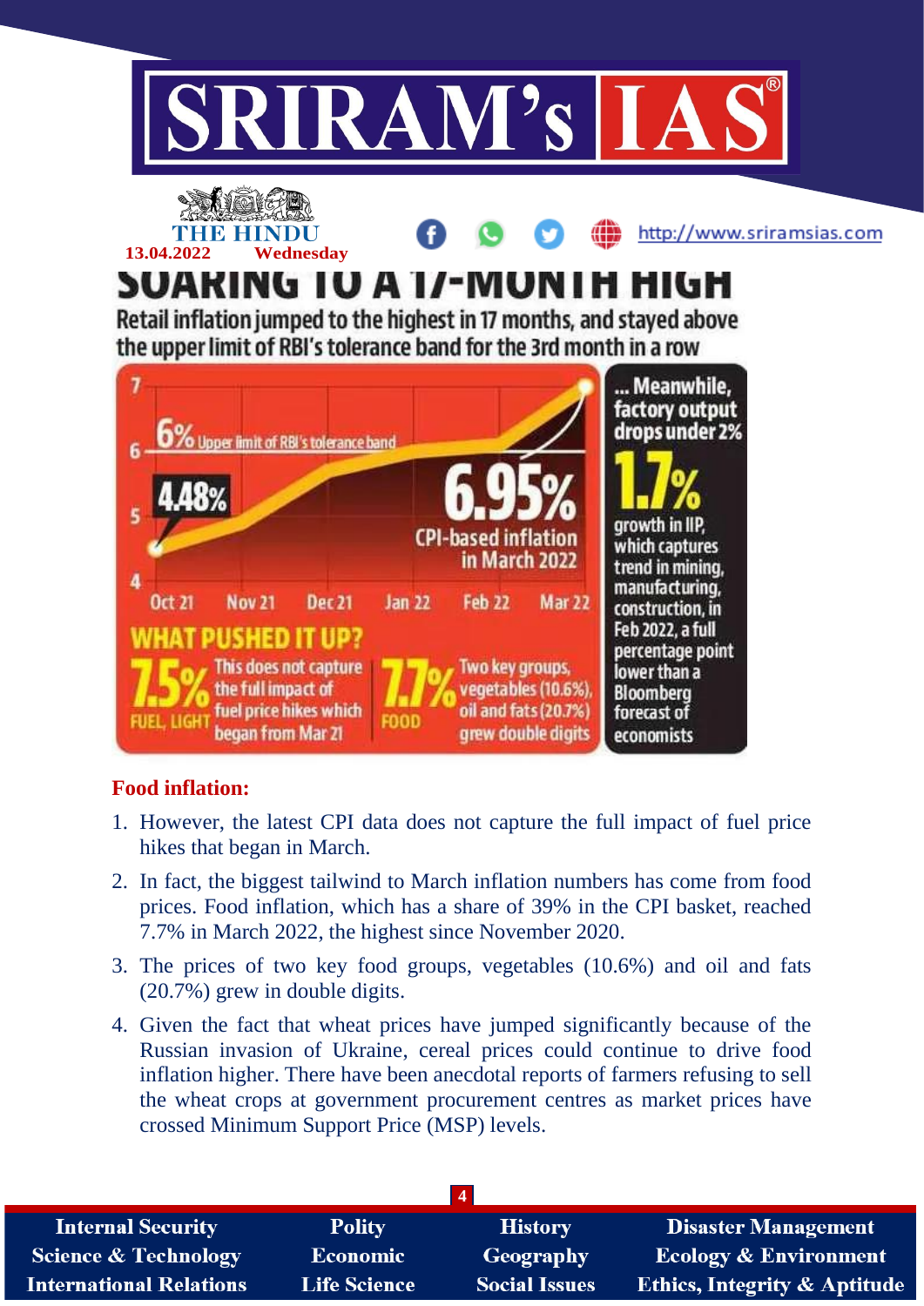# SOARING TO A 17-MONTH HIGH

Retail inflation jumped to the highest in 17 months, and stayed above the upper limit of RBI's tolerance band for the 3rd month in a row

6% Upper limit of RBI's tolerance band

4.48%

6.95% CPI-based inflation in March 2022

Oct 21 | Nov 21 | Dec 21 | Jan 22 | Feb 22 | Mar 22

**WHAT PUSHED IT UP?**

**7.5%** FUEL, LIGHT — This does not capture the full impact of fuel price hikes which began from Mar 21

**7.7%** FOOD — Two key groups, vegetables (10.6%), oil and fats (20.7%) grew double digits

**... Meanwhile, factory output drops under 2%**

**1.7%** growth in IIP, which captures trend in mining, manufacturing, construction, in Feb 2022, a full percentage point lower than a Bloomberg forecast of economists

## Food inflation:

1. However, the latest CPI data does not capture the full impact of fuel price hikes that began in March.
2. In fact, the biggest tailwind to March inflation numbers has come from food prices. Food inflation, which has a share of 39% in the CPI basket, reached 7.7% in March 2022, the highest since November 2020.
3. The prices of two key food groups, vegetables (10.6%) and oil and fats (20.7%) grew in double digits.
4. Given the fact that wheat prices have jumped significantly because of the Russian invasion of Ukraine, cereal prices could continue to drive food inflation higher. There have been anecdotal reports of farmers refusing to sell the wheat crops at government procurement centres as market prices have crossed Minimum Support Price (MSP) levels.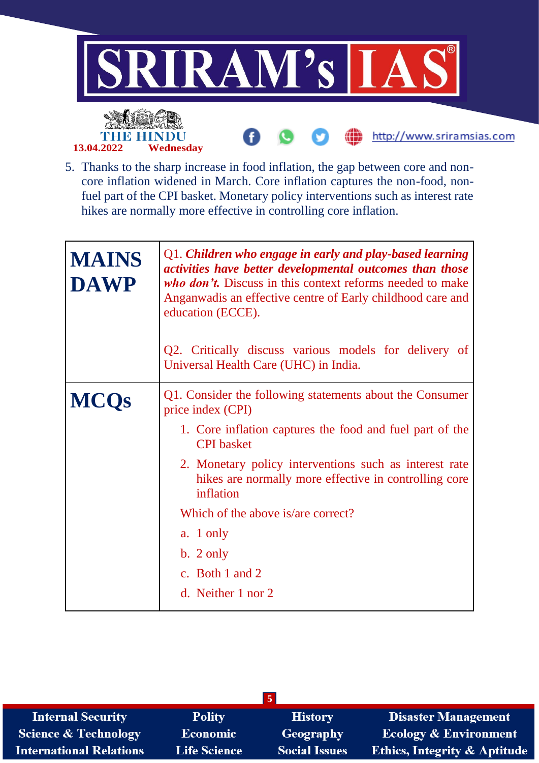5. Thanks to the sharp increase in food inflation, the gap between core and non-core inflation widened in March. Core inflation captures the non-food, non-fuel part of the CPI basket. Monetary policy interventions such as interest rate hikes are normally more effective in controlling core inflation.

| | |
|---|---|
| **MAINS DAWP** | Q1. ***Children who engage in early and play-based learning activities have better developmental outcomes than those who don't.*** Discuss in this context reforms needed to make Anganwadis an effective centre of Early childhood care and education (ECCE).<br><br>Q2. Critically discuss various models for delivery of Universal Health Care (UHC) in India. |
| **MCQs** | Q1. Consider the following statements about the Consumer price index (CPI)<br>1. Core inflation captures the food and fuel part of the CPI basket<br>2. Monetary policy interventions such as interest rate hikes are normally more effective in controlling core inflation<br><br>Which of the above is/are correct?<br>a. 1 only<br>b. 2 only<br>c. Both 1 and 2<br>d. Neither 1 nor 2 |